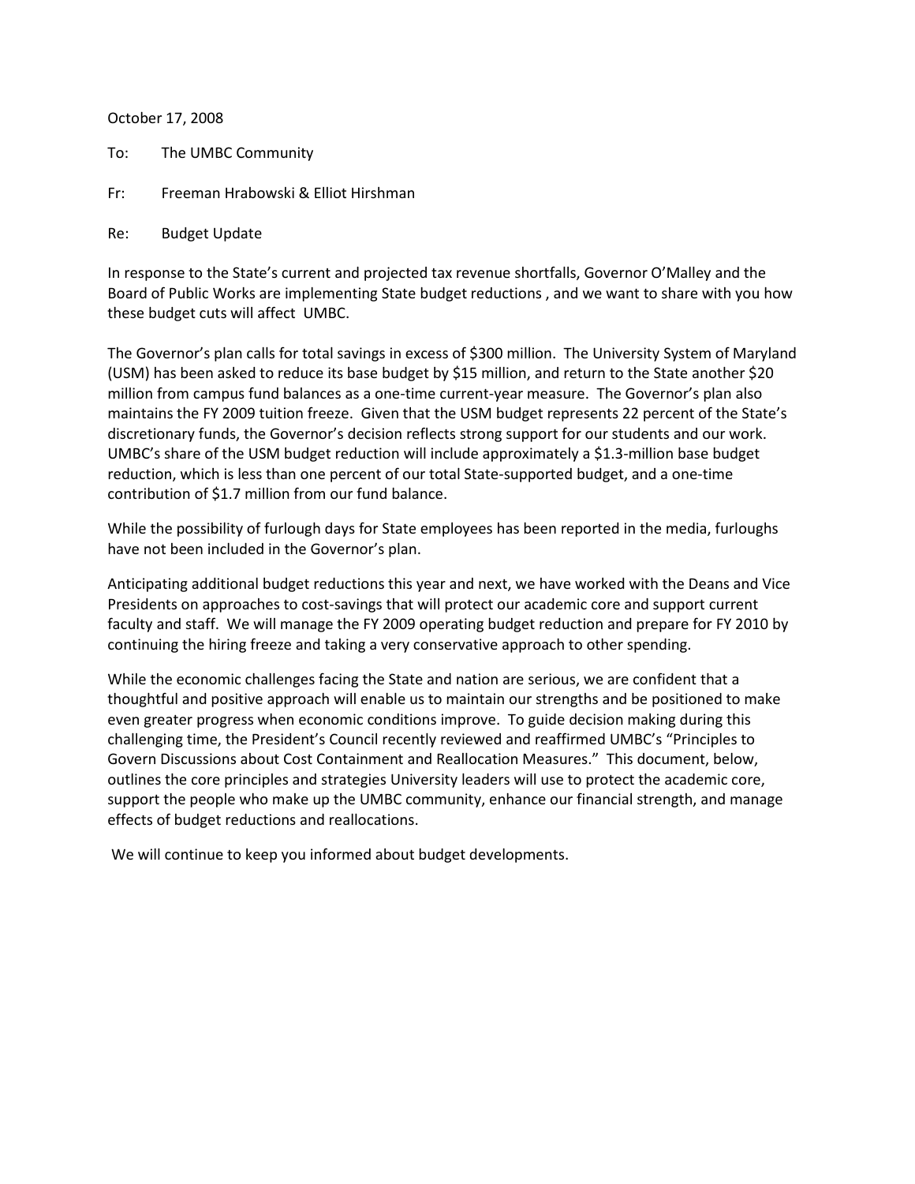October 17, 2008

To: The UMBC Community

Fr: Freeman Hrabowski & Elliot Hirshman

Re: Budget Update

In response to the State's current and projected tax revenue shortfalls, Governor O'Malley and the Board of Public Works are implementing State budget reductions , and we want to share with you how these budget cuts will affect UMBC.

The Governor's plan calls for total savings in excess of $300 million. The University System of Maryland (USM) has been asked to reduce its base budget by $15 million, and return to the State another $20 million from campus fund balances as a one-time current-year measure. The Governor's plan also maintains the FY 2009 tuition freeze. Given that the USM budget represents 22 percent of the State's discretionary funds, the Governor's decision reflects strong support for our students and our work. UMBC's share of the USM budget reduction will include approximately a $1.3-million base budget reduction, which is less than one percent of our total State-supported budget, and a one-time contribution of $1.7 million from our fund balance.

While the possibility of furlough days for State employees has been reported in the media, furloughs have not been included in the Governor's plan.

Anticipating additional budget reductions this year and next, we have worked with the Deans and Vice Presidents on approaches to cost-savings that will protect our academic core and support current faculty and staff. We will manage the FY 2009 operating budget reduction and prepare for FY 2010 by continuing the hiring freeze and taking a very conservative approach to other spending.

While the economic challenges facing the State and nation are serious, we are confident that a thoughtful and positive approach will enable us to maintain our strengths and be positioned to make even greater progress when economic conditions improve. To guide decision making during this challenging time, the President's Council recently reviewed and reaffirmed UMBC's "Principles to Govern Discussions about Cost Containment and Reallocation Measures." This document, below, outlines the core principles and strategies University leaders will use to protect the academic core, support the people who make up the UMBC community, enhance our financial strength, and manage effects of budget reductions and reallocations.

We will continue to keep you informed about budget developments.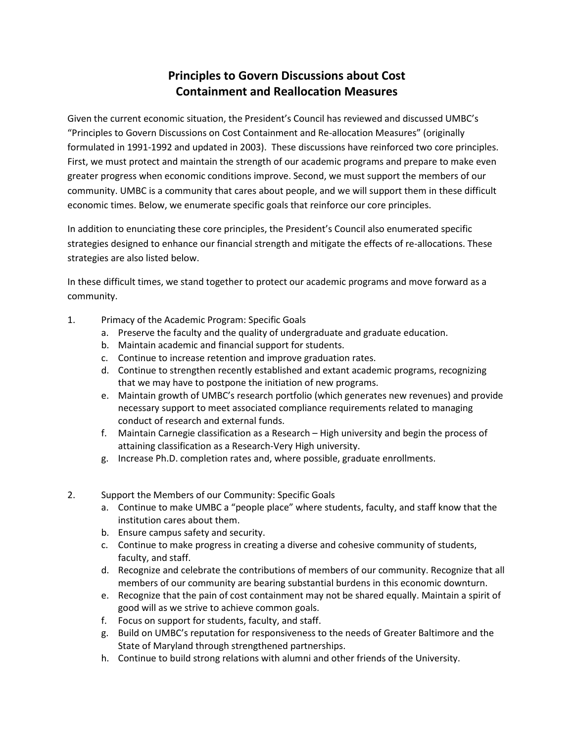# Principles to Govern Discussions about Cost Containment and Reallocation Measures

Given the current economic situation, the President's Council has reviewed and discussed UMBC's "Principles to Govern Discussions on Cost Containment and Re-allocation Measures" (originally formulated in 1991-1992 and updated in 2003). These discussions have reinforced two core principles. First, we must protect and maintain the strength of our academic programs and prepare to make even greater progress when economic conditions improve. Second, we must support the members of our community. UMBC is a community that cares about people, and we will support them in these difficult economic times. Below, we enumerate specific goals that reinforce our core principles.

In addition to enunciating these core principles, the President's Council also enumerated specific strategies designed to enhance our financial strength and mitigate the effects of re-allocations. These strategies are also listed below.

In these difficult times, we stand together to protect our academic programs and move forward as a community.

1. Primacy of the Academic Program: Specific Goals
   a. Preserve the faculty and the quality of undergraduate and graduate education.
   b. Maintain academic and financial support for students.
   c. Continue to increase retention and improve graduation rates.
   d. Continue to strengthen recently established and extant academic programs, recognizing that we may have to postpone the initiation of new programs.
   e. Maintain growth of UMBC's research portfolio (which generates new revenues) and provide necessary support to meet associated compliance requirements related to managing conduct of research and external funds.
   f. Maintain Carnegie classification as a Research – High university and begin the process of attaining classification as a Research-Very High university.
   g. Increase Ph.D. completion rates and, where possible, graduate enrollments.

2. Support the Members of our Community: Specific Goals
   a. Continue to make UMBC a "people place" where students, faculty, and staff know that the institution cares about them.
   b. Ensure campus safety and security.
   c. Continue to make progress in creating a diverse and cohesive community of students, faculty, and staff.
   d. Recognize and celebrate the contributions of members of our community. Recognize that all members of our community are bearing substantial burdens in this economic downturn.
   e. Recognize that the pain of cost containment may not be shared equally. Maintain a spirit of good will as we strive to achieve common goals.
   f. Focus on support for students, faculty, and staff.
   g. Build on UMBC's reputation for responsiveness to the needs of Greater Baltimore and the State of Maryland through strengthened partnerships.
   h. Continue to build strong relations with alumni and other friends of the University.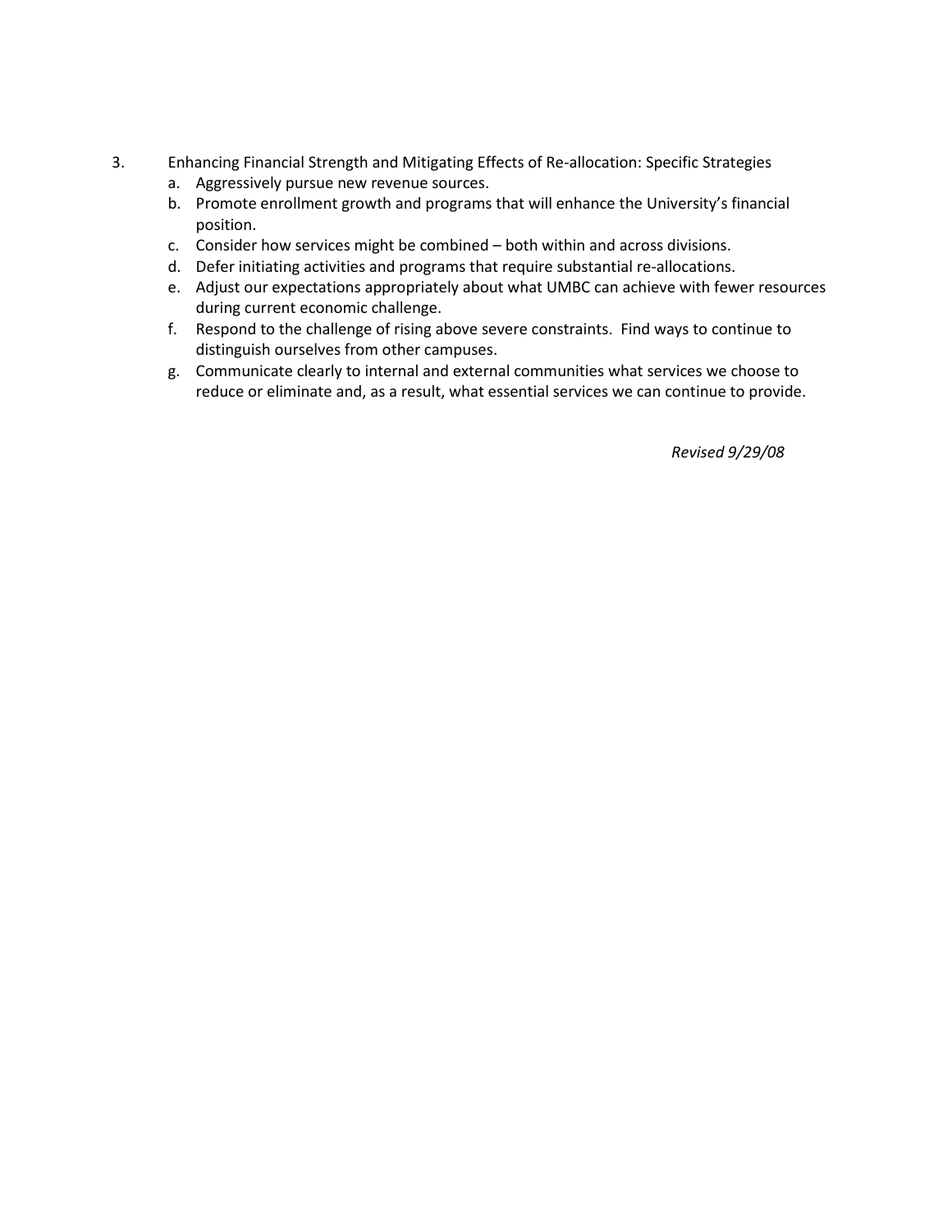3. Enhancing Financial Strength and Mitigating Effects of Re-allocation: Specific Strategies
   a. Aggressively pursue new revenue sources.
   b. Promote enrollment growth and programs that will enhance the University's financial position.
   c. Consider how services might be combined – both within and across divisions.
   d. Defer initiating activities and programs that require substantial re-allocations.
   e. Adjust our expectations appropriately about what UMBC can achieve with fewer resources during current economic challenge.
   f. Respond to the challenge of rising above severe constraints. Find ways to continue to distinguish ourselves from other campuses.
   g. Communicate clearly to internal and external communities what services we choose to reduce or eliminate and, as a result, what essential services we can continue to provide.

*Revised 9/29/08*